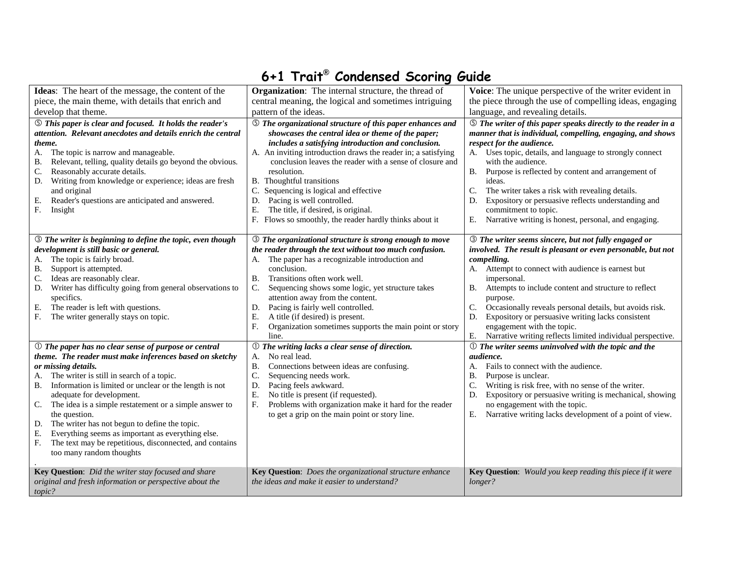# 6+1 Trait® Condensed Scoring Guide

| **Ideas**: The heart of the message, the content of the piece, the main theme, with details that enrich and develop that theme. | **Organization**: The internal structure, the thread of central meaning, the logical and sometimes intriguing pattern of the ideas. | **Voice**: The unique perspective of the writer evident in the piece through the use of compelling ideas, engaging language, and revealing details. |
|---|---|---|
| ⑤ ***This paper is clear and focused. It holds the reader's attention. Relevant anecdotes and details enrich the central theme.***<br>A. The topic is narrow and manageable.<br>B. Relevant, telling, quality details go beyond the obvious.<br>C. Reasonably accurate details.<br>D. Writing from knowledge or experience; ideas are fresh and original<br>E. Reader's questions are anticipated and answered.<br>F. Insight | ⑤ ***The organizational structure of this paper enhances and showcases the central idea or theme of the paper; includes a satisfying introduction and conclusion.***<br>A. An inviting introduction draws the reader in; a satisfying conclusion leaves the reader with a sense of closure and resolution.<br>B. Thoughtful transitions<br>C. Sequencing is logical and effective<br>D. Pacing is well controlled.<br>E. The title, if desired, is original.<br>F. Flows so smoothly, the reader hardly thinks about it | ⑤ ***The writer of this paper speaks directly to the reader in a manner that is individual, compelling, engaging, and shows respect for the audience.***<br>A. Uses topic, details, and language to strongly connect with the audience.<br>B. Purpose is reflected by content and arrangement of ideas.<br>C. The writer takes a risk with revealing details.<br>D. Expository or persuasive reflects understanding and commitment to topic.<br>E. Narrative writing is honest, personal, and engaging. |
| ③ ***The writer is beginning to define the topic, even though development is still basic or general.***<br>A. The topic is fairly broad.<br>B. Support is attempted.<br>C. Ideas are reasonably clear.<br>D. Writer has difficulty going from general observations to specifics.<br>E. The reader is left with questions.<br>F. The writer generally stays on topic. | ③ ***The organizational structure is strong enough to move the reader through the text without too much confusion.***<br>A. The paper has a recognizable introduction and conclusion.<br>B. Transitions often work well.<br>C. Sequencing shows some logic, yet structure takes attention away from the content.<br>D. Pacing is fairly well controlled.<br>E. A title (if desired) is present.<br>F. Organization sometimes supports the main point or story line. | ③ ***The writer seems sincere, but not fully engaged or involved. The result is pleasant or even personable, but not compelling.***<br>A. Attempt to connect with audience is earnest but impersonal.<br>B. Attempts to include content and structure to reflect purpose.<br>C. Occasionally reveals personal details, but avoids risk.<br>D. Expository or persuasive writing lacks consistent engagement with the topic.<br>E. Narrative writing reflects limited individual perspective. |
| ① ***The paper has no clear sense of purpose or central theme. The reader must make inferences based on sketchy or missing details.***<br>A. The writer is still in search of a topic.<br>B. Information is limited or unclear or the length is not adequate for development.<br>C. The idea is a simple restatement or a simple answer to the question.<br>D. The writer has not begun to define the topic.<br>E. Everything seems as important as everything else.<br>F. The text may be repetitious, disconnected, and contains too many random thoughts<br>. | ① ***The writing lacks a clear sense of direction.***<br>A. No real lead.<br>B. Connections between ideas are confusing.<br>C. Sequencing needs work.<br>D. Pacing feels awkward.<br>E. No title is present (if requested).<br>F. Problems with organization make it hard for the reader to get a grip on the main point or story line. | ① ***The writer seems uninvolved with the topic and the audience.***<br>A. Fails to connect with the audience.<br>B. Purpose is unclear.<br>C. Writing is risk free, with no sense of the writer.<br>D. Expository or persuasive writing is mechanical, showing no engagement with the topic.<br>E. Narrative writing lacks development of a point of view. |
| **Key Question**: *Did the writer stay focused and share original and fresh information or perspective about the topic?* | **Key Question**: *Does the organizational structure enhance the ideas and make it easier to understand?* | **Key Question**: *Would you keep reading this piece if it were longer?* |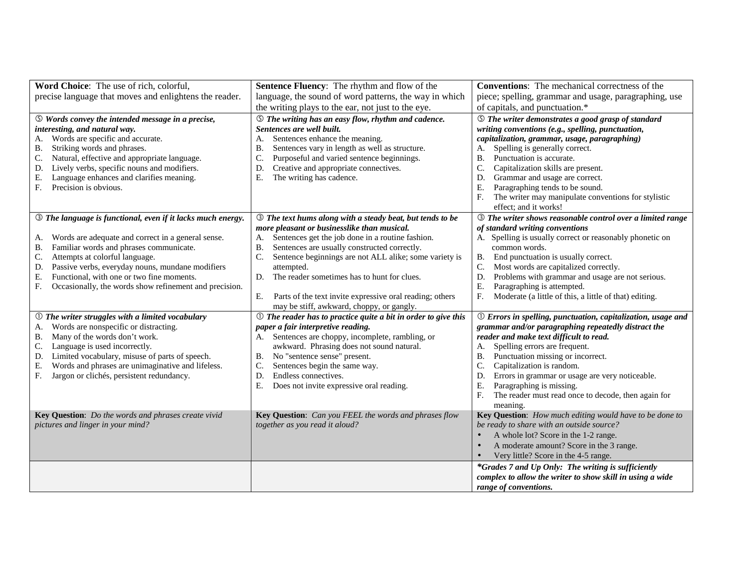| **Word Choice**: The use of rich, colorful, precise language that moves and enlightens the reader. | **Sentence Fluency**: The rhythm and flow of the language, the sound of word patterns, the way in which the writing plays to the ear, not just to the eye. | **Conventions**: The mechanical correctness of the piece; spelling, grammar and usage, paragraphing, use of capitals, and punctuation.* |
|---|---|---|
| ⑤ ***Words convey the intended message in a precise, interesting, and natural way.***<br>A. Words are specific and accurate.<br>B. Striking words and phrases.<br>C. Natural, effective and appropriate language.<br>D. Lively verbs, specific nouns and modifiers.<br>E. Language enhances and clarifies meaning.<br>F. Precision is obvious. | ⑤ ***The writing has an easy flow, rhythm and cadence. Sentences are well built.***<br>A. Sentences enhance the meaning.<br>B. Sentences vary in length as well as structure.<br>C. Purposeful and varied sentence beginnings.<br>D. Creative and appropriate connectives.<br>E. The writing has cadence. | ⑤ ***The writer demonstrates a good grasp of standard writing conventions (e.g., spelling, punctuation, capitalization, grammar, usage, paragraphing)***<br>A. Spelling is generally correct.<br>B. Punctuation is accurate.<br>C. Capitalization skills are present.<br>D. Grammar and usage are correct.<br>E. Paragraphing tends to be sound.<br>F. The writer may manipulate conventions for stylistic effect; and it works! |
| ③ ***The language is functional, even if it lacks much energy.***<br>A. Words are adequate and correct in a general sense.<br>B. Familiar words and phrases communicate.<br>C. Attempts at colorful language.<br>D. Passive verbs, everyday nouns, mundane modifiers<br>E. Functional, with one or two fine moments.<br>F. Occasionally, the words show refinement and precision. | ③ ***The text hums along with a steady beat, but tends to be more pleasant or businesslike than musical.***<br>A. Sentences get the job done in a routine fashion.<br>B. Sentences are usually constructed correctly.<br>C. Sentence beginnings are not ALL alike; some variety is attempted.<br>D. The reader sometimes has to hunt for clues.<br>E. Parts of the text invite expressive oral reading; others may be stiff, awkward, choppy, or gangly. | ③ ***The writer shows reasonable control over a limited range of standard writing conventions***<br>A. Spelling is usually correct or reasonably phonetic on common words.<br>B. End punctuation is usually correct.<br>C. Most words are capitalized correctly.<br>D. Problems with grammar and usage are not serious.<br>E. Paragraphing is attempted.<br>F. Moderate (a little of this, a little of that) editing. |
| ① ***The writer struggles with a limited vocabulary***<br>A. Words are nonspecific or distracting.<br>B. Many of the words don't work.<br>C. Language is used incorrectly.<br>D. Limited vocabulary, misuse of parts of speech.<br>E. Words and phrases are unimaginative and lifeless.<br>F. Jargon or clichés, persistent redundancy. | ① ***The reader has to practice quite a bit in order to give this paper a fair interpretive reading.***<br>A. Sentences are choppy, incomplete, rambling, or awkward. Phrasing does not sound natural.<br>B. No "sentence sense" present.<br>C. Sentences begin the same way.<br>D. Endless connectives.<br>E. Does not invite expressive oral reading. | ① ***Errors in spelling, punctuation, capitalization, usage and grammar and/or paragraphing repeatedly distract the reader and make text difficult to read.***<br>A. Spelling errors are frequent.<br>B. Punctuation missing or incorrect.<br>C. Capitalization is random.<br>D. Errors in grammar or usage are very noticeable.<br>E. Paragraphing is missing.<br>F. The reader must read once to decode, then again for meaning. |
| **Key Question**: *Do the words and phrases create vivid pictures and linger in your mind?* | **Key Question**: *Can you FEEL the words and phrases flow together as you read it aloud?* | **Key Question**: *How much editing would have to be done to be ready to share with an outside source?*<br>• A whole lot? Score in the 1-2 range.<br>• A moderate amount? Score in the 3 range.<br>• Very little? Score in the 4-5 range. |
| | | ****Grades 7 and Up Only: The writing is sufficiently complex to allow the writer to show skill in using a wide range of conventions.*** |